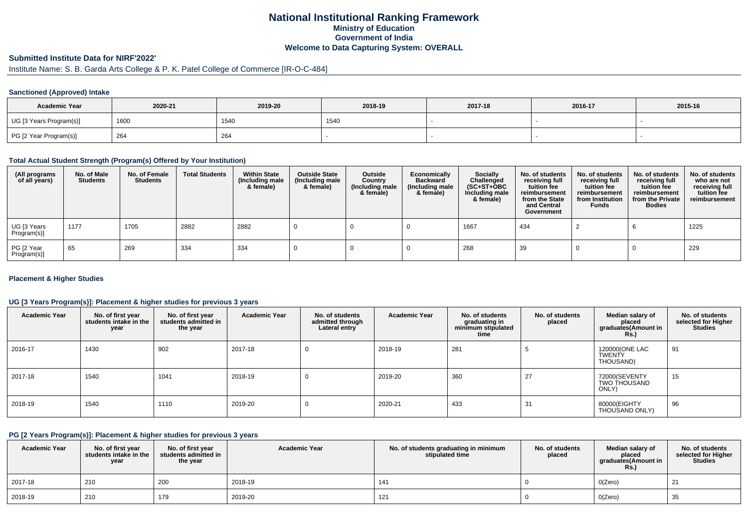# National Institutional Ranking Framework

**Ministry of Education**

**Government of India**

**Welcome to Data Capturing System: OVERALL**

## Submitted Institute Data for NIRF'2022'

Institute Name: S. B. Garda Arts College & P. K. Patel College of Commerce [IR-O-C-484]

### Sanctioned (Approved) Intake

| Academic Year | 2020-21 | 2019-20 | 2018-19 | 2017-18 | 2016-17 | 2015-16 |
|---|---|---|---|---|---|---|
| UG [3 Years Program(s)] | 1600 | 1540 | 1540 | - | - | - |
| PG [2 Year Program(s)] | 264 | 264 | - | - | - | - |

### Total Actual Student Strength (Program(s) Offered by Your Institution)

| (All programs of all years) | No. of Male Students | No. of Female Students | Total Students | Within State (Including male & female) | Outside State (Including male & female) | Outside Country (Including male & female) | Economically Backward (Including male & female) | Socially Challenged (SC+ST+OBC Including male & female) | No. of students receiving full tuition fee reimbursement from the State and Central Government | No. of students receiving full tuition fee reimbursement from Institution Funds | No. of students receiving full tuition fee reimbursement from the Private Bodies | No. of students who are not receiving full tuition fee reimbursement |
|---|---|---|---|---|---|---|---|---|---|---|---|---|
| UG [3 Years Program(s)] | 1177 | 1705 | 2882 | 2882 | 0 | 0 | 0 | 1667 | 434 | 2 | 6 | 1225 |
| PG [2 Year Program(s)] | 65 | 269 | 334 | 334 | 0 | 0 | 0 | 268 | 39 | 0 | 0 | 229 |

### Placement & Higher Studies

#### UG [3 Years Program(s)]: Placement & higher studies for previous 3 years

| Academic Year | No. of first year students intake in the year | No. of first year students admitted in the year | Academic Year | No. of students admitted through Lateral entry | Academic Year | No. of students graduating in minimum stipulated time | No. of students placed | Median salary of placed graduates(Amount in Rs.) | No. of students selected for Higher Studies |
|---|---|---|---|---|---|---|---|---|---|
| 2016-17 | 1430 | 902 | 2017-18 | 0 | 2018-19 | 281 | 5 | 120000(ONE LAC TWENTY THOUSAND) | 91 |
| 2017-18 | 1540 | 1041 | 2018-19 | 0 | 2019-20 | 360 | 27 | 72000(SEVENTY TWO THOUSAND ONLY) | 15 |
| 2018-19 | 1540 | 1110 | 2019-20 | 0 | 2020-21 | 433 | 31 | 80000(EIGHTY THOUSAND ONLY) | 96 |

#### PG [2 Years Program(s)]: Placement & higher studies for previous 3 years

| Academic Year | No. of first year students intake in the year | No. of first year students admitted in the year | Academic Year | No. of students graduating in minimum stipulated time | No. of students placed | Median salary of placed graduates(Amount in Rs.) | No. of students selected for Higher Studies |
|---|---|---|---|---|---|---|---|
| 2017-18 | 210 | 200 | 2018-19 | 141 | 0 | 0(Zero) | 21 |
| 2018-19 | 210 | 179 | 2019-20 | 121 | 0 | 0(Zero) | 35 |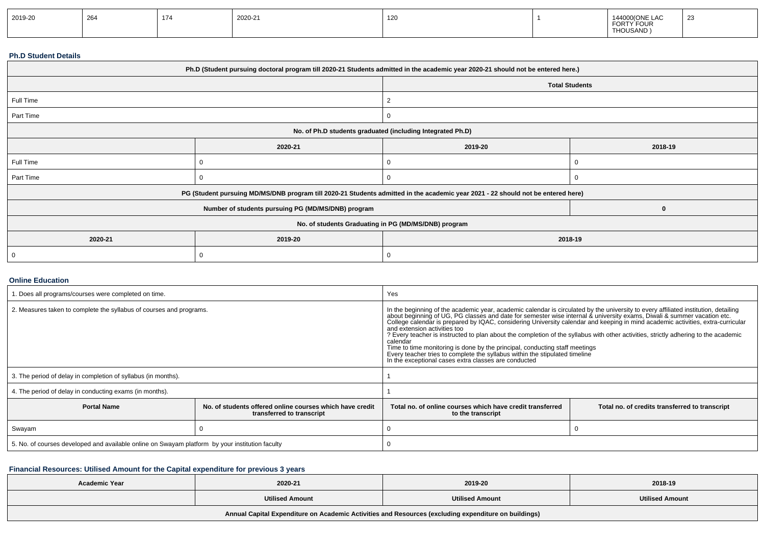| 2019-20 | 264 | 174 | 2020-21 | 120 | 1 | 144000(ONE LAC FORTY FOUR THOUSAND ) | 23 |
|---|---|---|---|---|---|---|---|

### Ph.D Student Details

| Ph.D (Student pursuing doctoral program till 2020-21 Students admitted in the academic year 2020-21 should not be entered here.) | | | |
|---|---|---|---|
| | | Total Students | |
| Full Time | | 2 | |
| Part Time | | 0 | |
| No. of Ph.D students graduated (including Integrated Ph.D) | | | |
| | 2020-21 | 2019-20 | 2018-19 |
| Full Time | 0 | 0 | 0 |
| Part Time | 0 | 0 | 0 |
| PG (Student pursuing MD/MS/DNB program till 2020-21 Students admitted in the academic year 2021 - 22 should not be entered here) | | | |
| Number of students pursuing PG (MD/MS/DNB) program | | | 0 |
| No. of students Graduating in PG (MD/MS/DNB) program | | | |
| 2020-21 | 2019-20 | 2018-19 | |
| 0 | 0 | 0 | |

### Online Education

| 1. Does all programs/courses were completed on time. | | Yes | |
|---|---|---|---|
| 2. Measures taken to complete the syllabus of courses and programs. | | In the beginning of the academic year, academic calendar is circulated by the university to every affiliated institution, detailing about beginning of UG, PG classes and date for semester wise internal & university exams, Diwali & summer vacation etc. College calendar is prepared by IQAC, considering University calendar and keeping in mind academic activities, extra-curricular and extension activities too<br>? Every teacher is instructed to plan about the completion of the syllabus with other activities, strictly adhering to the academic calendar<br>Time to time monitoring is done by the principal, conducting staff meetings<br>Every teacher tries to complete the syllabus within the stipulated timeline<br>In the exceptional cases extra classes are conducted | |
| 3. The period of delay in completion of syllabus (in months). | | 1 | |
| 4. The period of delay in conducting exams (in months). | | 1 | |
| **Portal Name** | **No. of students offered online courses which have credit transferred to transcript** | **Total no. of online courses which have credit transferred to the transcript** | **Total no. of credits transferred to transcript** |
| Swayam | 0 | 0 | 0 |
| 5. No. of courses developed and available online on Swayam platform by your institution faculty | | 0 | |

### Financial Resources: Utilised Amount for the Capital expenditure for previous 3 years

| Academic Year | 2020-21 | 2019-20 | 2018-19 |
|---|---|---|---|
| | Utilised Amount | Utilised Amount | Utilised Amount |
| Annual Capital Expenditure on Academic Activities and Resources (excluding expenditure on buildings) | | | |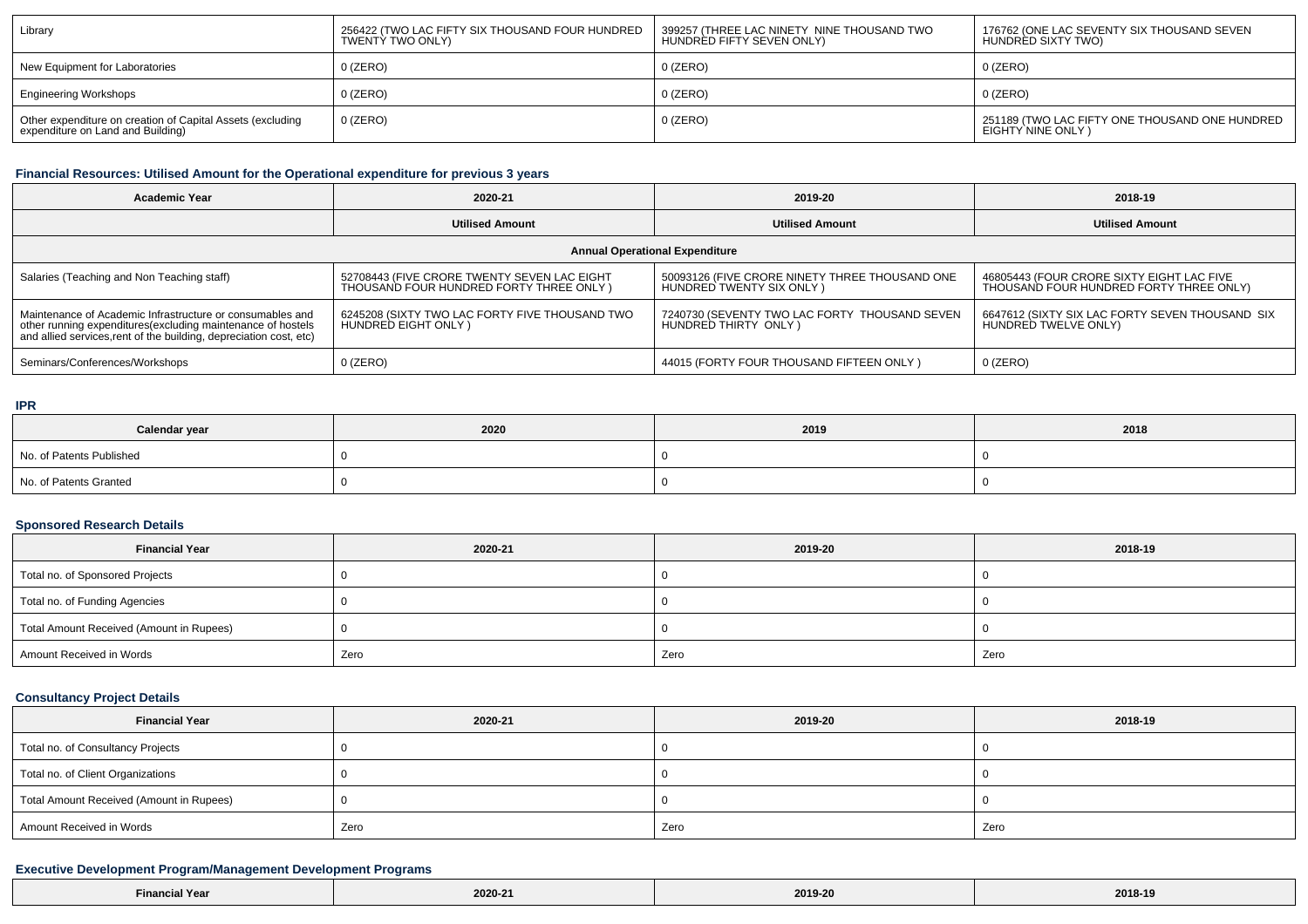| Library | 256422 (TWO LAC FIFTY SIX THOUSAND FOUR HUNDRED TWENTY TWO ONLY) | 399257 (THREE LAC NINETY NINE THOUSAND TWO HUNDRED FIFTY SEVEN ONLY) | 176762 (ONE LAC SEVENTY SIX THOUSAND SEVEN HUNDRED SIXTY TWO) |
|---|---|---|---|
| New Equipment for Laboratories | 0 (ZERO) | 0 (ZERO) | 0 (ZERO) |
| Engineering Workshops | 0 (ZERO) | 0 (ZERO) | 0 (ZERO) |
| Other expenditure on creation of Capital Assets (excluding expenditure on Land and Building) | 0 (ZERO) | 0 (ZERO) | 251189 (TWO LAC FIFTY ONE THOUSAND ONE HUNDRED EIGHTY NINE ONLY ) |

### Financial Resources: Utilised Amount for the Operational expenditure for previous 3 years

| Academic Year | 2020-21 | 2019-20 | 2018-19 |
|---|---|---|---|
| | Utilised Amount | Utilised Amount | Utilised Amount |
| Annual Operational Expenditure | | | |
| Salaries (Teaching and Non Teaching staff) | 52708443 (FIVE CRORE TWENTY SEVEN LAC EIGHT THOUSAND FOUR HUNDRED FORTY THREE ONLY ) | 50093126 (FIVE CRORE NINETY THREE THOUSAND ONE HUNDRED TWENTY SIX ONLY ) | 46805443 (FOUR CRORE SIXTY EIGHT LAC FIVE THOUSAND FOUR HUNDRED FORTY THREE ONLY) |
| Maintenance of Academic Infrastructure or consumables and other running expenditures(excluding maintenance of hostels and allied services,rent of the building, depreciation cost, etc) | 6245208 (SIXTY TWO LAC FORTY FIVE THOUSAND TWO HUNDRED EIGHT ONLY ) | 7240730 (SEVENTY TWO LAC FORTY THOUSAND SEVEN HUNDRED THIRTY ONLY ) | 6647612 (SIXTY SIX LAC FORTY SEVEN THOUSAND SIX HUNDRED TWELVE ONLY) |
| Seminars/Conferences/Workshops | 0 (ZERO) | 44015 (FORTY FOUR THOUSAND FIFTEEN ONLY ) | 0 (ZERO) |

### IPR

| Calendar year | 2020 | 2019 | 2018 |
|---|---|---|---|
| No. of Patents Published | 0 | 0 | 0 |
| No. of Patents Granted | 0 | 0 | 0 |

### Sponsored Research Details

| Financial Year | 2020-21 | 2019-20 | 2018-19 |
|---|---|---|---|
| Total no. of Sponsored Projects | 0 | 0 | 0 |
| Total no. of Funding Agencies | 0 | 0 | 0 |
| Total Amount Received (Amount in Rupees) | 0 | 0 | 0 |
| Amount Received in Words | Zero | Zero | Zero |

### Consultancy Project Details

| Financial Year | 2020-21 | 2019-20 | 2018-19 |
|---|---|---|---|
| Total no. of Consultancy Projects | 0 | 0 | 0 |
| Total no. of Client Organizations | 0 | 0 | 0 |
| Total Amount Received (Amount in Rupees) | 0 | 0 | 0 |
| Amount Received in Words | Zero | Zero | Zero |

### Executive Development Program/Management Development Programs

| Financial Year | 2020-21 | 2019-20 | 2018-19 |
|---|---|---|---|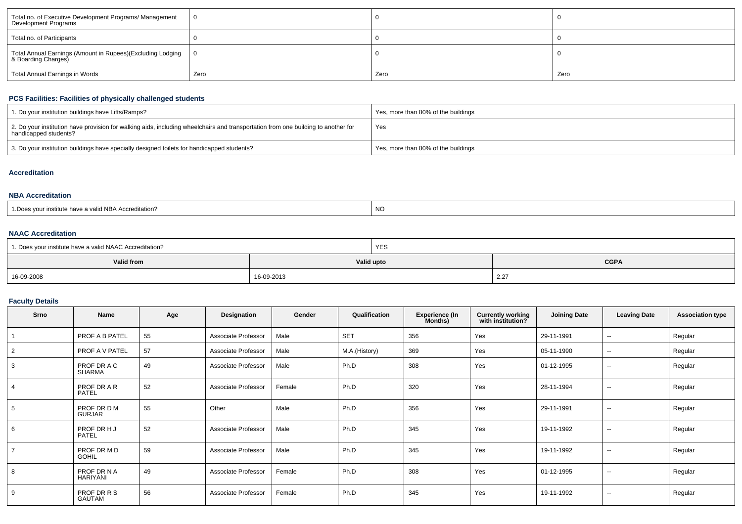| Total no. of Executive Development Programs/ Management Development Programs | 0 | 0 | 0 |
|---|---|---|---|
| Total no. of Participants | 0 | 0 | 0 |
| Total Annual Earnings (Amount in Rupees)(Excluding Lodging & Boarding Charges) | 0 | 0 | 0 |
| Total Annual Earnings in Words | Zero | Zero | Zero |

## PCS Facilities: Facilities of physically challenged students

| 1. Do your institution buildings have Lifts/Ramps? | Yes, more than 80% of the buildings |
|---|---|
| 2. Do your institution have provision for walking aids, including wheelchairs and transportation from one building to another for handicapped students? | Yes |
| 3. Do your institution buildings have specially designed toilets for handicapped students? | Yes, more than 80% of the buildings |

## Accreditation

### NBA Accreditation

| 1.Does your institute have a valid NBA Accreditation? | NO |
|---|---|

### NAAC Accreditation

| 1. Does your institute have a valid NAAC Accreditation? | YES | |
|---|---|---|
| **Valid from** | **Valid upto** | **CGPA** |
| 16-09-2008 | 16-09-2013 | 2.27 |

## Faculty Details

| Srno | Name | Age | Designation | Gender | Qualification | Experience (In Months) | Currently working with institution? | Joining Date | Leaving Date | Association type |
|---|---|---|---|---|---|---|---|---|---|---|
| 1 | PROF A B PATEL | 55 | Associate Professor | Male | SET | 356 | Yes | 29-11-1991 | -- | Regular |
| 2 | PROF A V PATEL | 57 | Associate Professor | Male | M.A.(History) | 369 | Yes | 05-11-1990 | -- | Regular |
| 3 | PROF DR A C SHARMA | 49 | Associate Professor | Male | Ph.D | 308 | Yes | 01-12-1995 | -- | Regular |
| 4 | PROF DR A R PATEL | 52 | Associate Professor | Female | Ph.D | 320 | Yes | 28-11-1994 | -- | Regular |
| 5 | PROF DR D M GURJAR | 55 | Other | Male | Ph.D | 356 | Yes | 29-11-1991 | -- | Regular |
| 6 | PROF DR H J PATEL | 52 | Associate Professor | Male | Ph.D | 345 | Yes | 19-11-1992 | -- | Regular |
| 7 | PROF DR M D GOHIL | 59 | Associate Professor | Male | Ph.D | 345 | Yes | 19-11-1992 | -- | Regular |
| 8 | PROF DR N A HARIYANI | 49 | Associate Professor | Female | Ph.D | 308 | Yes | 01-12-1995 | -- | Regular |
| 9 | PROF DR R S GAUTAM | 56 | Associate Professor | Female | Ph.D | 345 | Yes | 19-11-1992 | -- | Regular |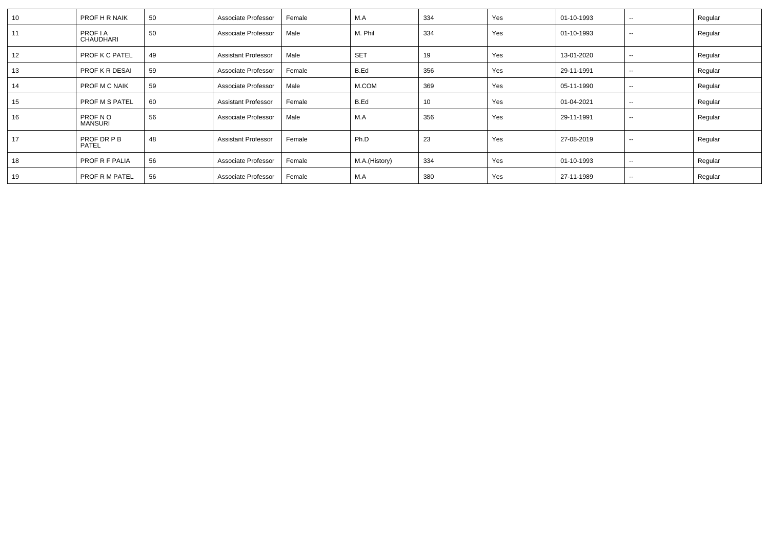| | | | | | | | | | | |
|---|---|---|---|---|---|---|---|---|---|---|
| 10 | PROF H R NAIK | 50 | Associate Professor | Female | M.A | 334 | Yes | 01-10-1993 | -- | Regular |
| 11 | PROF I A CHAUDHARI | 50 | Associate Professor | Male | M. Phil | 334 | Yes | 01-10-1993 | -- | Regular |
| 12 | PROF K C PATEL | 49 | Assistant Professor | Male | SET | 19 | Yes | 13-01-2020 | -- | Regular |
| 13 | PROF K R DESAI | 59 | Associate Professor | Female | B.Ed | 356 | Yes | 29-11-1991 | -- | Regular |
| 14 | PROF M C NAIK | 59 | Associate Professor | Male | M.COM | 369 | Yes | 05-11-1990 | -- | Regular |
| 15 | PROF M S PATEL | 60 | Assistant Professor | Female | B.Ed | 10 | Yes | 01-04-2021 | -- | Regular |
| 16 | PROF N O MANSURI | 56 | Associate Professor | Male | M.A | 356 | Yes | 29-11-1991 | -- | Regular |
| 17 | PROF DR P B PATEL | 48 | Assistant Professor | Female | Ph.D | 23 | Yes | 27-08-2019 | -- | Regular |
| 18 | PROF R F PALIA | 56 | Associate Professor | Female | M.A.(History) | 334 | Yes | 01-10-1993 | -- | Regular |
| 19 | PROF R M PATEL | 56 | Associate Professor | Female | M.A | 380 | Yes | 27-11-1989 | -- | Regular |